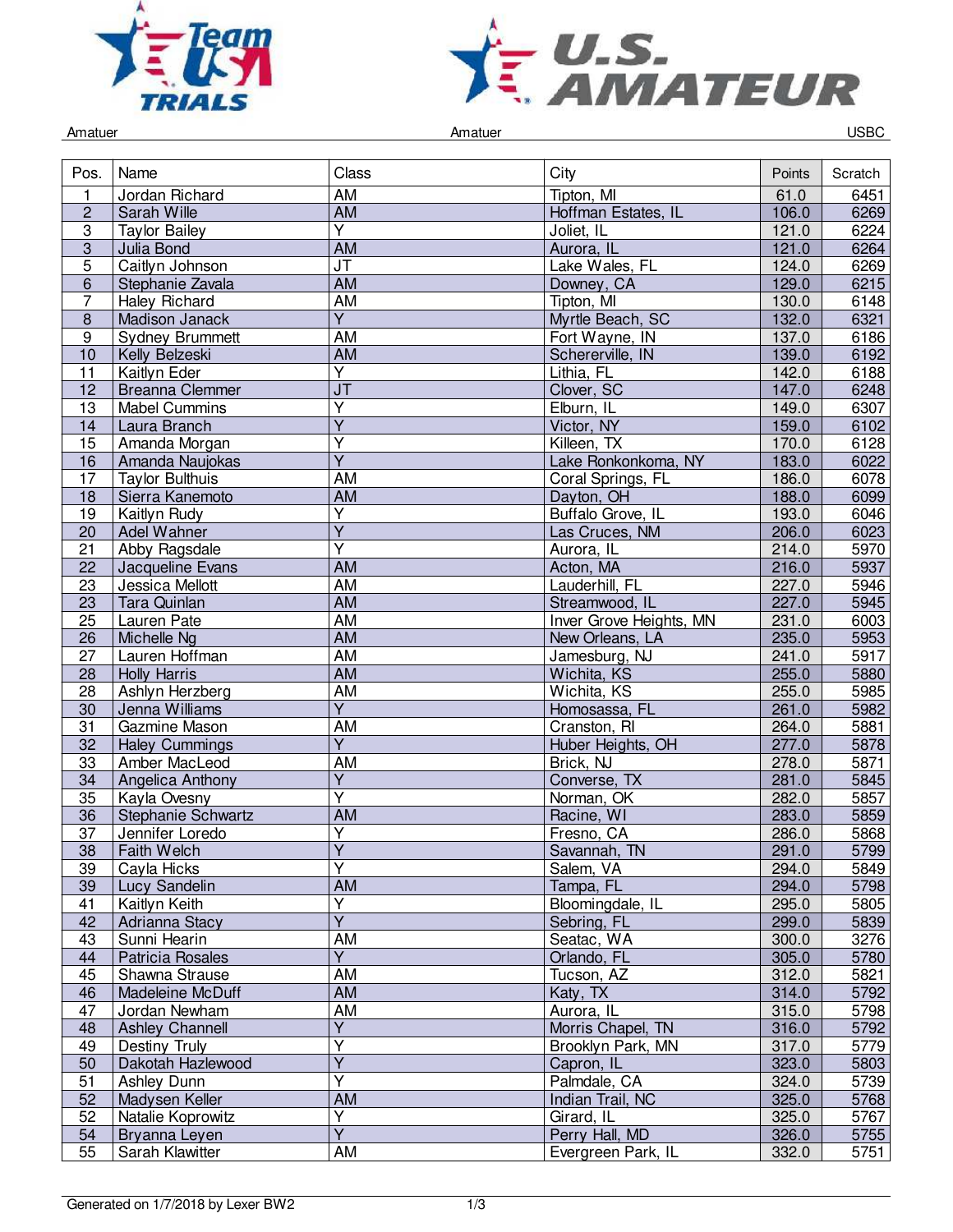Amatuer | Amatuer | USBC

| Pos. | Name | Class | City | Points | Scratch |
|---|---|---|---|---|---|
| 1 | Jordan Richard | AM | Tipton, MI | 61.0 | 6451 |
| 2 | Sarah Wille | AM | Hoffman Estates, IL | 106.0 | 6269 |
| 3 | Taylor Bailey | Y | Joliet, IL | 121.0 | 6224 |
| 3 | Julia Bond | AM | Aurora, IL | 121.0 | 6264 |
| 5 | Caitlyn Johnson | JT | Lake Wales, FL | 124.0 | 6269 |
| 6 | Stephanie Zavala | AM | Downey, CA | 129.0 | 6215 |
| 7 | Haley Richard | AM | Tipton, MI | 130.0 | 6148 |
| 8 | Madison Janack | Y | Myrtle Beach, SC | 132.0 | 6321 |
| 9 | Sydney Brummett | AM | Fort Wayne, IN | 137.0 | 6186 |
| 10 | Kelly Belzeski | AM | Schererville, IN | 139.0 | 6192 |
| 11 | Kaitlyn Eder | Y | Lithia, FL | 142.0 | 6188 |
| 12 | Breanna Clemmer | JT | Clover, SC | 147.0 | 6248 |
| 13 | Mabel Cummins | Y | Elburn, IL | 149.0 | 6307 |
| 14 | Laura Branch | Y | Victor, NY | 159.0 | 6102 |
| 15 | Amanda Morgan | Y | Killeen, TX | 170.0 | 6128 |
| 16 | Amanda Naujokas | Y | Lake Ronkonkoma, NY | 183.0 | 6022 |
| 17 | Taylor Bulthuis | AM | Coral Springs, FL | 186.0 | 6078 |
| 18 | Sierra Kanemoto | AM | Dayton, OH | 188.0 | 6099 |
| 19 | Kaitlyn Rudy | Y | Buffalo Grove, IL | 193.0 | 6046 |
| 20 | Adel Wahner | Y | Las Cruces, NM | 206.0 | 6023 |
| 21 | Abby Ragsdale | Y | Aurora, IL | 214.0 | 5970 |
| 22 | Jacqueline Evans | AM | Acton, MA | 216.0 | 5937 |
| 23 | Jessica Mellott | AM | Lauderhill, FL | 227.0 | 5946 |
| 23 | Tara Quinlan | AM | Streamwood, IL | 227.0 | 5945 |
| 25 | Lauren Pate | AM | Inver Grove Heights, MN | 231.0 | 6003 |
| 26 | Michelle Ng | AM | New Orleans, LA | 235.0 | 5953 |
| 27 | Lauren Hoffman | AM | Jamesburg, NJ | 241.0 | 5917 |
| 28 | Holly Harris | AM | Wichita, KS | 255.0 | 5880 |
| 28 | Ashlyn Herzberg | AM | Wichita, KS | 255.0 | 5985 |
| 30 | Jenna Williams | Y | Homosassa, FL | 261.0 | 5982 |
| 31 | Gazmine Mason | AM | Cranston, RI | 264.0 | 5881 |
| 32 | Haley Cummings | Y | Huber Heights, OH | 277.0 | 5878 |
| 33 | Amber MacLeod | AM | Brick, NJ | 278.0 | 5871 |
| 34 | Angelica Anthony | Y | Converse, TX | 281.0 | 5845 |
| 35 | Kayla Ovesny | Y | Norman, OK | 282.0 | 5857 |
| 36 | Stephanie Schwartz | AM | Racine, WI | 283.0 | 5859 |
| 37 | Jennifer Loredo | Y | Fresno, CA | 286.0 | 5868 |
| 38 | Faith Welch | Y | Savannah, TN | 291.0 | 5799 |
| 39 | Cayla Hicks | Y | Salem, VA | 294.0 | 5849 |
| 39 | Lucy Sandelin | AM | Tampa, FL | 294.0 | 5798 |
| 41 | Kaitlyn Keith | Y | Bloomingdale, IL | 295.0 | 5805 |
| 42 | Adrianna Stacy | Y | Sebring, FL | 299.0 | 5839 |
| 43 | Sunni Hearin | AM | Seatac, WA | 300.0 | 3276 |
| 44 | Patricia Rosales | Y | Orlando, FL | 305.0 | 5780 |
| 45 | Shawna Strause | AM | Tucson, AZ | 312.0 | 5821 |
| 46 | Madeleine McDuff | AM | Katy, TX | 314.0 | 5792 |
| 47 | Jordan Newham | AM | Aurora, IL | 315.0 | 5798 |
| 48 | Ashley Channell | Y | Morris Chapel, TN | 316.0 | 5792 |
| 49 | Destiny Truly | Y | Brooklyn Park, MN | 317.0 | 5779 |
| 50 | Dakotah Hazlewood | Y | Capron, IL | 323.0 | 5803 |
| 51 | Ashley Dunn | Y | Palmdale, CA | 324.0 | 5739 |
| 52 | Madysen Keller | AM | Indian Trail, NC | 325.0 | 5768 |
| 52 | Natalie Koprowitz | Y | Girard, IL | 325.0 | 5767 |
| 54 | Bryanna Leyen | Y | Perry Hall, MD | 326.0 | 5755 |
| 55 | Sarah Klawitter | AM | Evergreen Park, IL | 332.0 | 5751 |

Generated on 1/7/2018 by Lexer BW2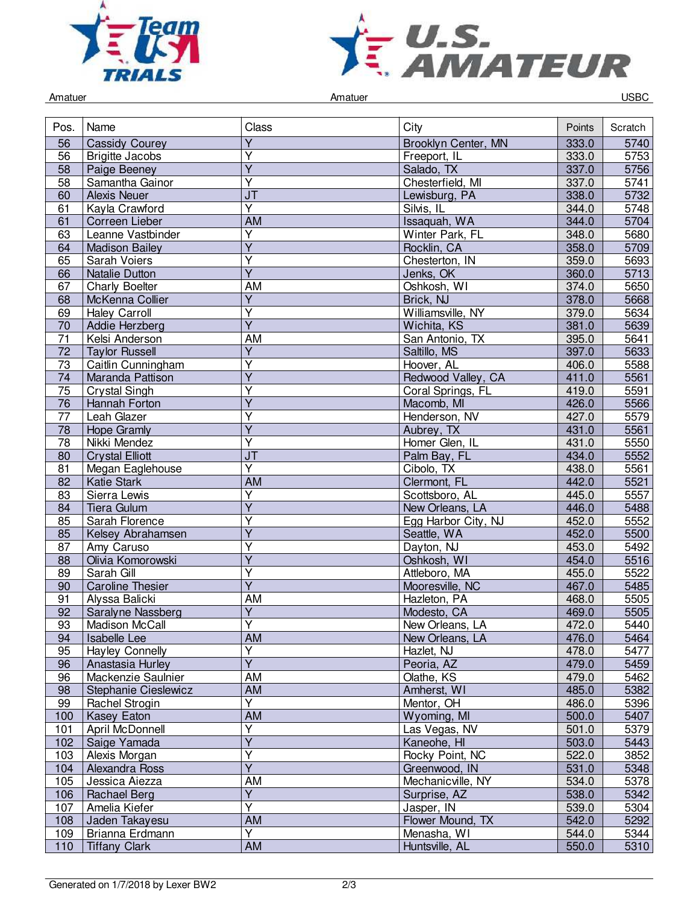Amatuer Amatuer USBC

| Pos. | Name | Class | City | Points | Scratch |
|---|---|---|---|---|---|
| 56 | Cassidy Courey | Y | Brooklyn Center, MN | 333.0 | 5740 |
| 56 | Brigitte Jacobs | Y | Freeport, IL | 333.0 | 5753 |
| 58 | Paige Beeney | Y | Salado, TX | 337.0 | 5756 |
| 58 | Samantha Gainor | Y | Chesterfield, MI | 337.0 | 5741 |
| 60 | Alexis Neuer | JT | Lewisburg, PA | 338.0 | 5732 |
| 61 | Kayla Crawford | Y | Silvis, IL | 344.0 | 5748 |
| 61 | Correen Lieber | AM | Issaquah, WA | 344.0 | 5704 |
| 63 | Leanne Vastbinder | Y | Winter Park, FL | 348.0 | 5680 |
| 64 | Madison Bailey | Y | Rocklin, CA | 358.0 | 5709 |
| 65 | Sarah Voiers | Y | Chesterton, IN | 359.0 | 5693 |
| 66 | Natalie Dutton | Y | Jenks, OK | 360.0 | 5713 |
| 67 | Charly Boelter | AM | Oshkosh, WI | 374.0 | 5650 |
| 68 | McKenna Collier | Y | Brick, NJ | 378.0 | 5668 |
| 69 | Haley Carroll | Y | Williamsville, NY | 379.0 | 5634 |
| 70 | Addie Herzberg | Y | Wichita, KS | 381.0 | 5639 |
| 71 | Kelsi Anderson | AM | San Antonio, TX | 395.0 | 5641 |
| 72 | Taylor Russell | Y | Saltillo, MS | 397.0 | 5633 |
| 73 | Caitlin Cunningham | Y | Hoover, AL | 406.0 | 5588 |
| 74 | Maranda Pattison | Y | Redwood Valley, CA | 411.0 | 5561 |
| 75 | Crystal Singh | Y | Coral Springs, FL | 419.0 | 5591 |
| 76 | Hannah Forton | Y | Macomb, MI | 426.0 | 5566 |
| 77 | Leah Glazer | Y | Henderson, NV | 427.0 | 5579 |
| 78 | Hope Gramly | Y | Aubrey, TX | 431.0 | 5561 |
| 78 | Nikki Mendez | Y | Homer Glen, IL | 431.0 | 5550 |
| 80 | Crystal Elliott | JT | Palm Bay, FL | 434.0 | 5552 |
| 81 | Megan Eaglehouse | Y | Cibolo, TX | 438.0 | 5561 |
| 82 | Katie Stark | AM | Clermont, FL | 442.0 | 5521 |
| 83 | Sierra Lewis | Y | Scottsboro, AL | 445.0 | 5557 |
| 84 | Tiera Gulum | Y | New Orleans, LA | 446.0 | 5488 |
| 85 | Sarah Florence | Y | Egg Harbor City, NJ | 452.0 | 5552 |
| 85 | Kelsey Abrahamsen | Y | Seattle, WA | 452.0 | 5500 |
| 87 | Amy Caruso | Y | Dayton, NJ | 453.0 | 5492 |
| 88 | Olivia Komorowski | Y | Oshkosh, WI | 454.0 | 5516 |
| 89 | Sarah Gill | Y | Attleboro, MA | 455.0 | 5522 |
| 90 | Caroline Thesier | Y | Mooresville, NC | 467.0 | 5485 |
| 91 | Alyssa Balicki | AM | Hazleton, PA | 468.0 | 5505 |
| 92 | Saralyne Nassberg | Y | Modesto, CA | 469.0 | 5505 |
| 93 | Madison McCall | Y | New Orleans, LA | 472.0 | 5440 |
| 94 | Isabelle Lee | AM | New Orleans, LA | 476.0 | 5464 |
| 95 | Hayley Connelly | Y | Hazlet, NJ | 478.0 | 5477 |
| 96 | Anastasia Hurley | Y | Peoria, AZ | 479.0 | 5459 |
| 96 | Mackenzie Saulnier | AM | Olathe, KS | 479.0 | 5462 |
| 98 | Stephanie Cieslewicz | AM | Amherst, WI | 485.0 | 5382 |
| 99 | Rachel Strogin | Y | Mentor, OH | 486.0 | 5396 |
| 100 | Kasey Eaton | AM | Wyoming, MI | 500.0 | 5407 |
| 101 | April McDonnell | Y | Las Vegas, NV | 501.0 | 5379 |
| 102 | Saige Yamada | Y | Kaneohe, HI | 503.0 | 5443 |
| 103 | Alexis Morgan | Y | Rocky Point, NC | 522.0 | 3852 |
| 104 | Alexandra Ross | Y | Greenwood, IN | 531.0 | 5348 |
| 105 | Jessica Aiezza | AM | Mechanicville, NY | 534.0 | 5378 |
| 106 | Rachael Berg | Y | Surprise, AZ | 538.0 | 5342 |
| 107 | Amelia Kiefer | Y | Jasper, IN | 539.0 | 5304 |
| 108 | Jaden Takayesu | AM | Flower Mound, TX | 542.0 | 5292 |
| 109 | Brianna Erdmann | Y | Menasha, WI | 544.0 | 5344 |
| 110 | Tiffany Clark | AM | Huntsville, AL | 550.0 | 5310 |

Generated on 1/7/2018 by Lexer BW2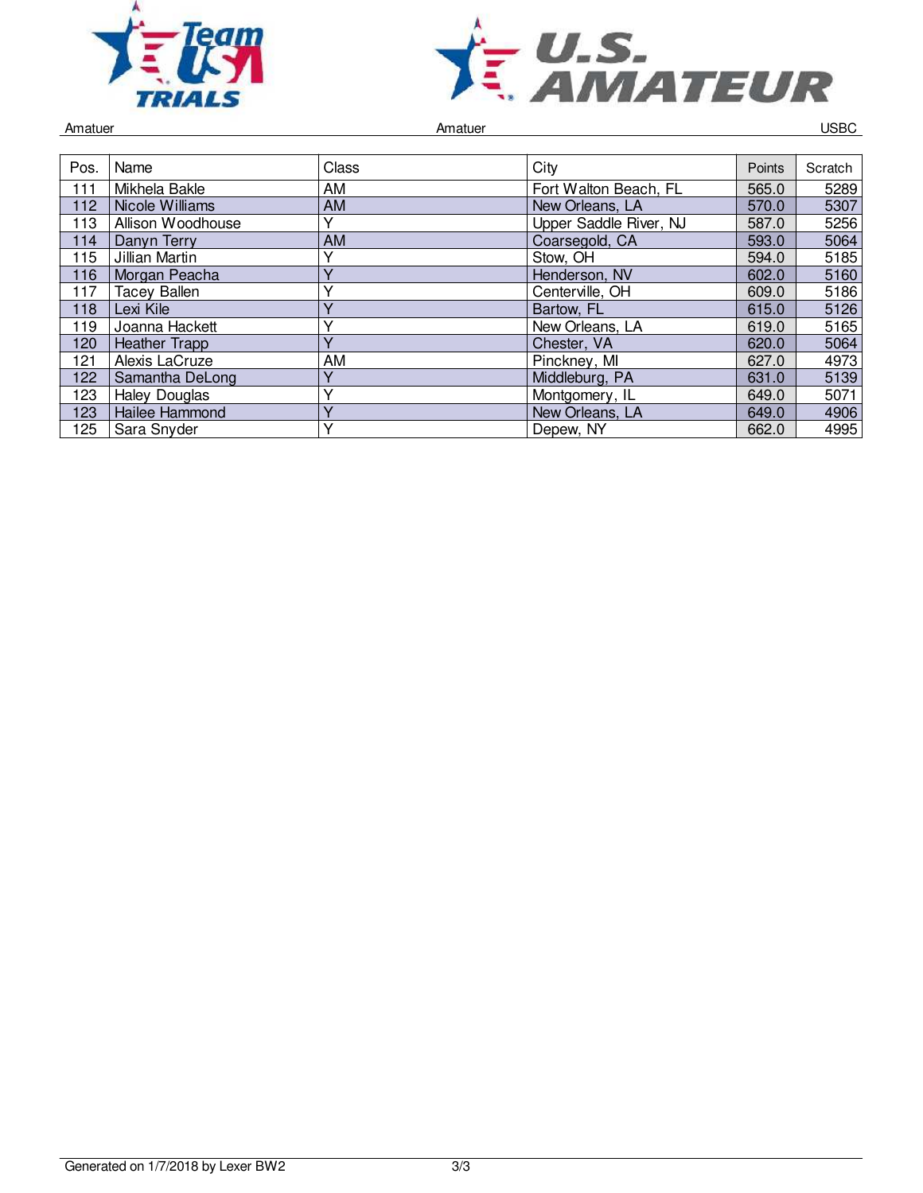Amatuer | Amatuer | USBC

| Pos. | Name | Class | City | Points | Scratch |
|---|---|---|---|---|---|
| 111 | Mikhela Bakle | AM | Fort Walton Beach, FL | 565.0 | 5289 |
| 112 | Nicole Williams | AM | New Orleans, LA | 570.0 | 5307 |
| 113 | Allison Woodhouse | Y | Upper Saddle River, NJ | 587.0 | 5256 |
| 114 | Danyn Terry | AM | Coarsegold, CA | 593.0 | 5064 |
| 115 | Jillian Martin | Y | Stow, OH | 594.0 | 5185 |
| 116 | Morgan Peacha | Y | Henderson, NV | 602.0 | 5160 |
| 117 | Tacey Ballen | Y | Centerville, OH | 609.0 | 5186 |
| 118 | Lexi Kile | Y | Bartow, FL | 615.0 | 5126 |
| 119 | Joanna Hackett | Y | New Orleans, LA | 619.0 | 5165 |
| 120 | Heather Trapp | Y | Chester, VA | 620.0 | 5064 |
| 121 | Alexis LaCruze | AM | Pinckney, MI | 627.0 | 4973 |
| 122 | Samantha DeLong | Y | Middleburg, PA | 631.0 | 5139 |
| 123 | Haley Douglas | Y | Montgomery, IL | 649.0 | 5071 |
| 123 | Hailee Hammond | Y | New Orleans, LA | 649.0 | 4906 |
| 125 | Sara Snyder | Y | Depew, NY | 662.0 | 4995 |

Generated on 1/7/2018 by Lexer BW2